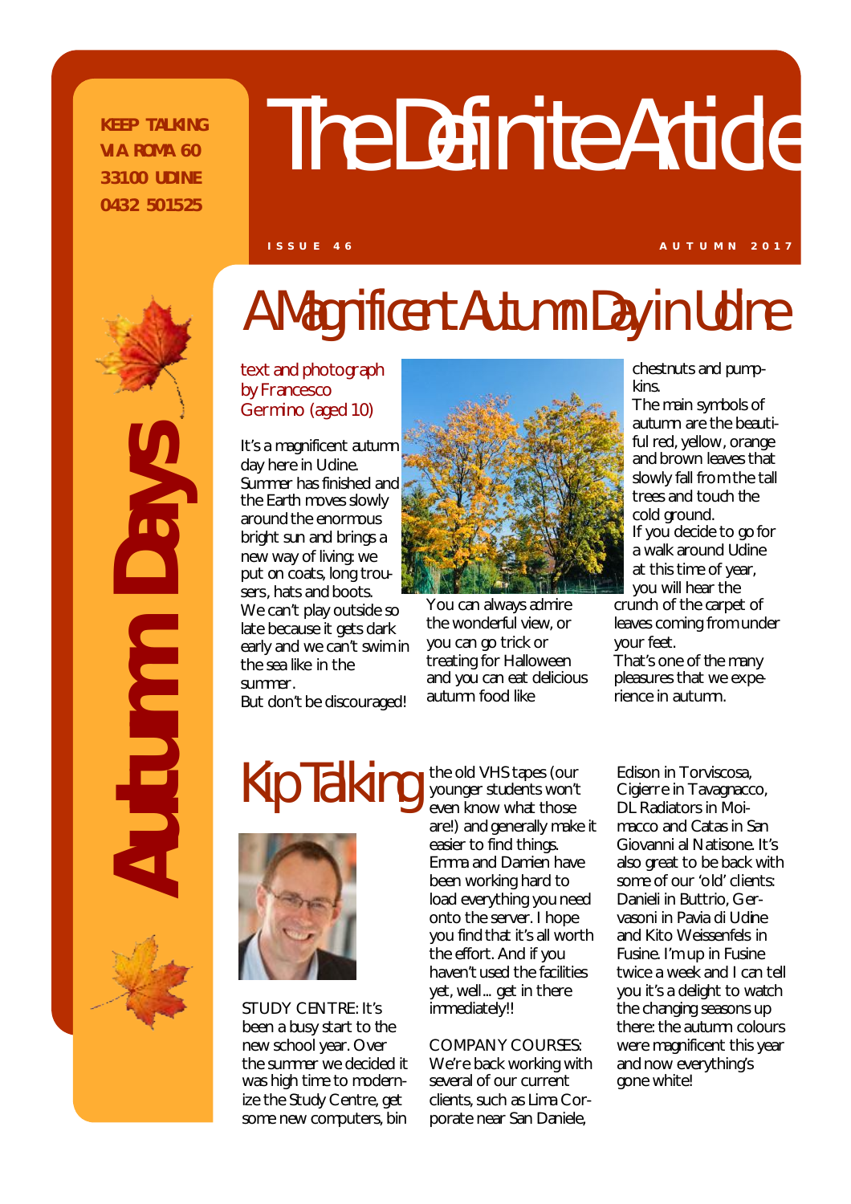**KEEP TALKING**
**VIA ROMA 60**
**33100 UDINE**
**0432 501525**

# The Definite Article

ISSUE 46 — AUTUMN 2017

**Autumn Days**

## A Magnificent Autumn Day in Udine

*text and photograph by Francesco Germino (aged 10)*

It's a magnificent autumn day here in Udine. Summer has finished and the Earth moves slowly around the enormous bright sun and brings a new way of living: we put on coats, long trousers, hats and boots. We can't play outside so late because it gets dark early and we can't swim in the sea like in the summer.
But don't be discouraged!

You can always admire the wonderful view, or you can go trick or treating for Halloween and you can eat delicious autumn food like chestnuts and pumpkins.
The main symbols of autumn are the beautiful red, yellow, orange and brown leaves that slowly fall from the tall trees and touch the cold ground.
If you decide to go for a walk around Udine at this time of year, you will hear the crunch of the carpet of leaves coming from under your feet.
That's one of the many pleasures that we experience in autumn.

## Kip Talking

STUDY CENTRE: It's been a busy start to the new school year. Over the summer we decided it was high time to modernize the Study Centre, get some new computers, bin the old VHS tapes (our younger students won't even know what those are!) and generally make it easier to find things. Emma and Damien have been working hard to load everything you need onto the server. I hope you find that it's all worth the effort. And if you haven't used the facilities yet, well... get in there immediately!!

COMPANY COURSES: We're back working with several of our current clients, such as Lima Corporate near San Daniele, Edison in Torviscosa, Cigierre in Tavagnacco, DL Radiators in Moimacco and Catas in San Giovanni al Natisone. It's also great to be back with some of our 'old' clients: Danieli in Buttrio, Gervasoni in Pavia di Udine and Kito Weissenfels in Fusine. I'm up in Fusine twice a week and I can tell you it's a delight to watch the changing seasons up there: the autumn colours were magnificent this year and now everything's gone white!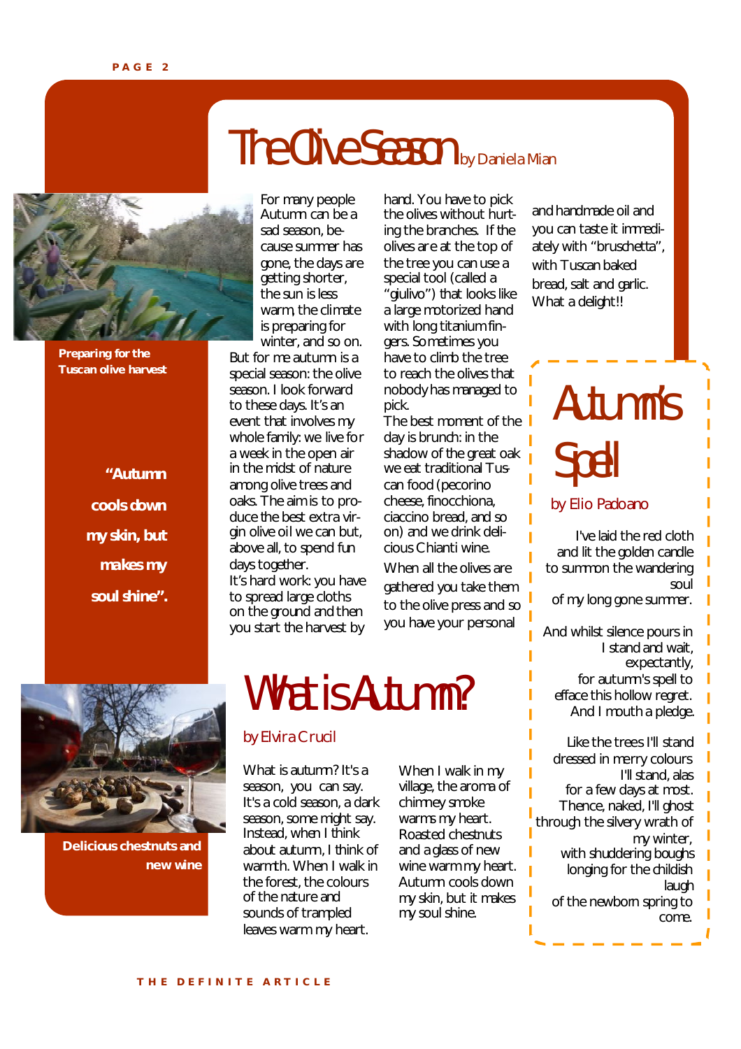# The Olive Season

by Daniela Mian

Preparing for the Tuscan olive harvest

"Autumn cools down my skin, but makes my soul shine".

For many people Autumn can be a sad season, because summer has gone, the days are getting shorter, the sun is less warm, the climate is preparing for winter, and so on. But for me autumn is a special season: the olive season. I look forward to these days. It's an event that involves my whole family: we live for a week in the open air in the midst of nature among olive trees and oaks. The aim is to produce the best extra virgin olive oil we can but, above all, to spend fun days together.

It's hard work: you have to spread large cloths on the ground and then you start the harvest by hand. You have to pick the olives without hurting the branches. If the olives are at the top of the tree you can use a special tool (called a "giulivo") that looks like a large motorized hand with long titanium fingers. Sometimes you have to climb the tree to reach the olives that nobody has managed to pick.

The best moment of the day is brunch: in the shadow of the great oak we eat traditional Tuscan food (pecorino cheese, finocchiona, ciaccino bread, and so on) and we drink delicious Chianti wine.

When all the olives are gathered you take them to the olive press and so you have your personal and handmade oil and you can taste it immediately with "bruschetta", with Tuscan baked bread, salt and garlic. What a delight!!

# What is Autumn?

by Elvira Crucil

What is autumn? It's a season, you can say. It's a cold season, a dark season, some might say. Instead, when I think about autumn, I think of warmth. When I walk in the forest, the colours of the nature and sounds of trampled leaves warm my heart.

When I walk in my village, the aroma of chimney smoke warms my heart. Roasted chestnuts and a glass of new wine warm my heart. Autumn cools down my skin, but it makes my soul shine.

Delicious chestnuts and new wine

# Autumn's Spell

by Elio Padoano

I've laid the red cloth  
and lit the golden candle  
to summon the wandering soul  
of my long gone summer.

And whilst silence pours in  
I stand and wait,  
expectantly,  
for autumn's spell to  
efface this hollow regret.  
And I mouth a pledge.

Like the trees I'll stand  
dressed in merry colours  
I'll stand, alas  
for a few days at most.  
Thence, naked, I'll ghost  
through the silvery wrath of  
my winter,  
with shuddering boughs  
longing for the childish  
laugh  
of the newborn spring to  
come.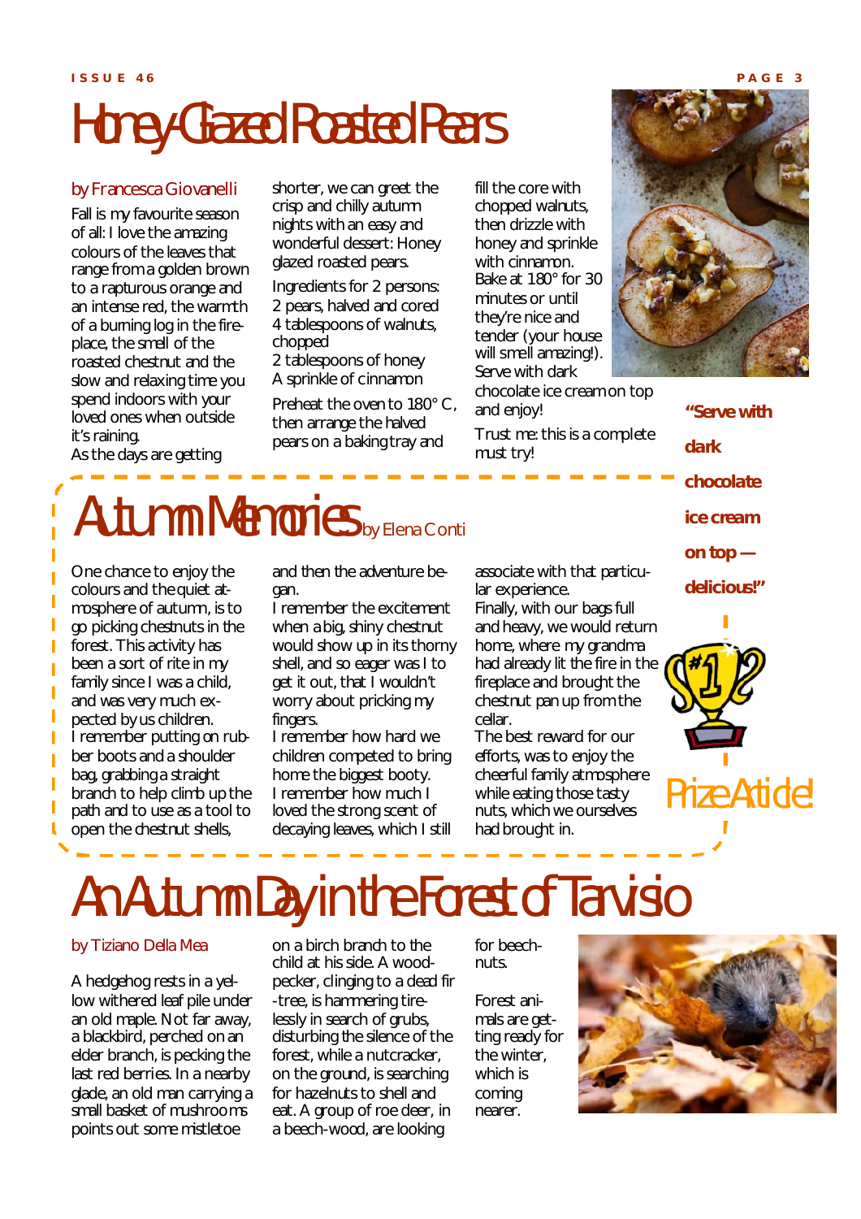# Honey-Glazed Roasted Pears

by Francesca Giovanelli

Fall is my favourite season of all: I love the amazing colours of the leaves that range from a golden brown to a rapturous orange and an intense red, the warmth of a burning log in the fireplace, the smell of the roasted chestnut and the slow and relaxing time you spend indoors with your loved ones when outside it's raining.

As the days are getting shorter, we can greet the crisp and chilly autumn nights with an easy and wonderful dessert: Honey glazed roasted pears.

Ingredients for 2 persons:

2 pears, halved and cored
4 tablespoons of walnuts, chopped
2 tablespoons of honey
A sprinkle of cinnamon

Preheat the oven to 180° C, then arrange the halved pears on a baking tray and fill the core with chopped walnuts, then drizzle with honey and sprinkle with cinnamon. Bake at 180° for 30 minutes or until they're nice and tender (your house will smell amazing!). Serve with dark chocolate ice cream on top and enjoy!

Trust me: this is a complete must try!

**"Serve with dark chocolate ice cream on top — delicious!"**

# Autumn Memories

by Elena Conti

One chance to enjoy the colours and the quiet atmosphere of autumn, is to go picking chestnuts in the forest. This activity has been a sort of rite in my family since I was a child, and was very much expected by us children.

I remember putting on rubber boots and a shoulder bag, grabbing a straight branch to help climb up the path and to use as a tool to open the chestnut shells, and then the adventure began.

I remember the excitement when a big, shiny chestnut would show up in its thorny shell, and so eager was I to get it out, that I wouldn't worry about pricking my fingers.

I remember how hard we children competed to bring home the biggest booty.

I remember how much I loved the strong scent of decaying leaves, which I still associate with that particular experience.

Finally, with our bags full and heavy, we would return home, where my grandma had already lit the fire in the fireplace and brought the chestnut pan up from the cellar.

The best reward for our efforts, was to enjoy the cheerful family atmosphere while eating those tasty nuts, which we ourselves had brought in.

Prize Article!

# An Autumn Day in the Forest of Tarvisio

by Tiziano Della Mea

A hedgehog rests in a yellow withered leaf pile under an old maple. Not far away, a blackbird, perched on an elder branch, is pecking the last red berries. In a nearby glade, an old man carrying a small basket of mushrooms points out some mistletoe on a birch branch to the child at his side. A woodpecker, clinging to a dead fir-tree, is hammering tirelessly in search of grubs, disturbing the silence of the forest, while a nutcracker, on the ground, is searching for hazelnuts to shell and eat. A group of roe deer, in a beech-wood, are looking for beechnuts.

Forest animals are getting ready for the winter, which is coming nearer.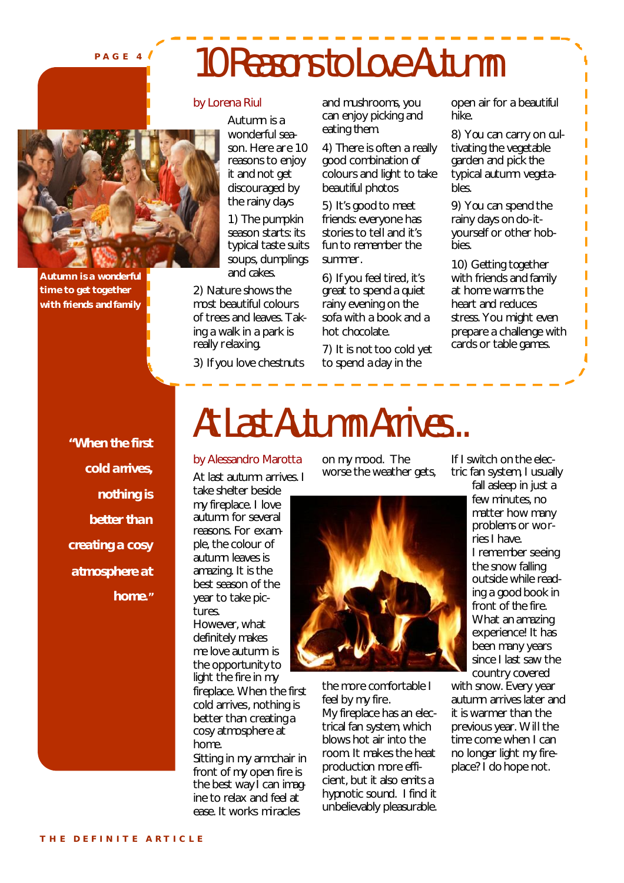# 10 Reasons to Love Autumn

by Lorena Riul

Autumn is a wonderful season. Here are 10 reasons to enjoy it and not get discouraged by the rainy days

1) The pumpkin season starts: its typical taste suits soups, dumplings and cakes.

2) Nature shows the most beautiful colours of trees and leaves. Taking a walk in a park is really relaxing.

3) If you love chestnuts and mushrooms, you can enjoy picking and eating them.

4) There is often a really good combination of colours and light to take beautiful photos

5) It's good to meet friends: everyone has stories to tell and it's fun to remember the summer.

6) If you feel tired, it's great to spend a quiet rainy evening on the sofa with a book and a hot chocolate.

7) It is not too cold yet to spend a day in the open air for a beautiful hike.

8) You can carry on cultivating the vegetable garden and pick the typical autumn vegetables.

9) You can spend the rainy days on do-it-yourself or other hobbies.

10) Getting together with friends and family at home warms the heart and reduces stress. You might even prepare a challenge with cards or table games.

**Autumn is a wonderful time to get together with friends and family**

# At Last Autumn Arrives...

by Alessandro Marotta

At last autumn arrives. I take shelter beside my fireplace. I love autumn for several reasons. For example, the colour of autumn leaves is amazing. It is the best season of the year to take pictures.

However, what definitely makes me love autumn is the opportunity to light the fire in my fireplace. When the first cold arrives, nothing is better than creating a cosy atmosphere at home.

Sitting in my armchair in front of my open fire is the best way I can imagine to relax and feel at ease. It works miracles on my mood. The worse the weather gets, the more comfortable I feel by my fire.

My fireplace has an electrical fan system, which blows hot air into the room. It makes the heat production more efficient, but it also emits a hypnotic sound. I find it unbelievably pleasurable. If I switch on the electric fan system, I usually fall asleep in just a few minutes, no matter how many problems or worries I have.

I remember seeing the snow falling outside while reading a good book in front of the fire. What an amazing experience! It has been many years since I last saw the country covered with snow. Every year autumn arrives later and it is warmer than the previous year. Will the time come when I can no longer light my fireplace? I do hope not.

**"When the first cold arrives, nothing is better than creating a cosy atmosphere at home."**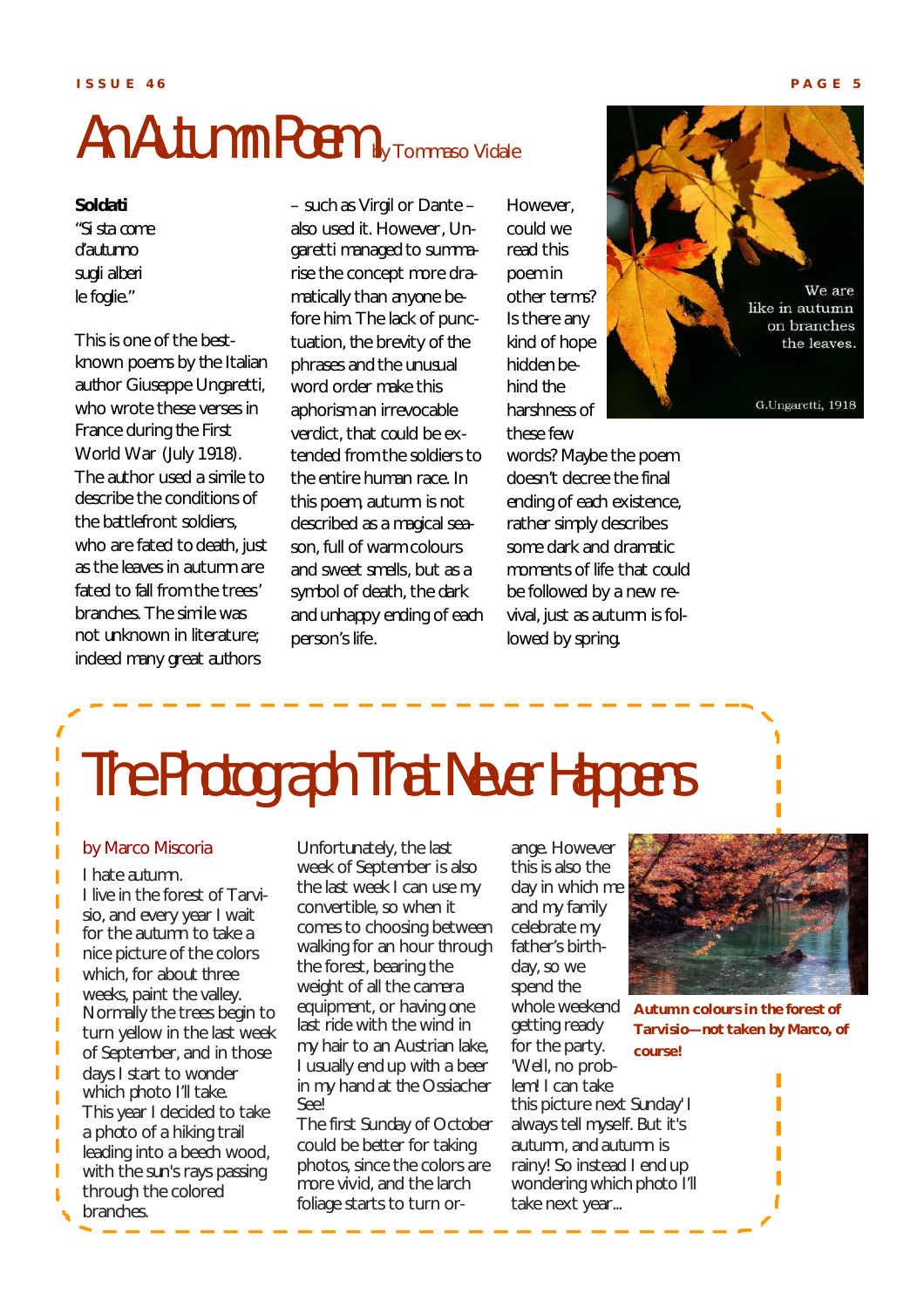# An Autumn Poem

by Tommaso Vidale

**Soldati**
"Si sta come
d'autunno
sugli alberi
le foglie."

This is one of the best-known poems by the Italian author Giuseppe Ungaretti, who wrote these verses in France during the First World War (July 1918). The author used a simile to describe the conditions of the battlefront soldiers, who are fated to death, just as the leaves in autumn are fated to fall from the trees' branches. The simile was not unknown in literature; indeed many great authors – such as Virgil or Dante – also used it. However, Ungaretti managed to summarise the concept more dramatically than anyone before him. The lack of punctuation, the brevity of the phrases and the unusual word order make this aphorism an irrevocable verdict, that could be extended from the soldiers to the entire human race. In this poem, autumn is not described as a magical season, full of warm colours and sweet smells, but as a symbol of death, the dark and unhappy ending of each person's life.

However, could we read this poem in other terms? Is there any kind of hope hidden behind the harshness of these few words? Maybe the poem doesn't decree the final ending of each existence, rather simply describes some dark and dramatic moments of life that could be followed by a new revival, just as autumn is followed by spring.

We are
like in autumn
on branches
the leaves.

G.Ungaretti, 1918

# The Photograph That Never Happens

by Marco Miscoria

I hate autumn.
I live in the forest of Tarvisio, and every year I wait for the autumn to take a nice picture of the colors which, for about three weeks, paint the valley. Normally the trees begin to turn yellow in the last week of September, and in those days I start to wonder which photo I'll take.
This year I decided to take a photo of a hiking trail leading into a beech wood, with the sun's rays passing through the colored branches.
Unfortunately, the last week of September is also the last week I can use my convertible, so when it comes to choosing between walking for an hour through the forest, bearing the weight of all the camera equipment, or having one last ride with the wind in my hair to an Austrian lake, I usually end up with a beer in my hand at the Ossiacher See!
The first Sunday of October could be better for taking photos, since the colors are more vivid, and the larch foliage starts to turn orange. However this is also the day in which me and my family celebrate my father's birthday, so we spend the whole weekend getting ready for the party. 'Well, no problem! I can take this picture next Sunday' I always tell myself. But it's autumn, and autumn is rainy! So instead I end up wondering which photo I'll take next year...

**Autumn colours in the forest of Tarvisio—not taken by Marco, of course!**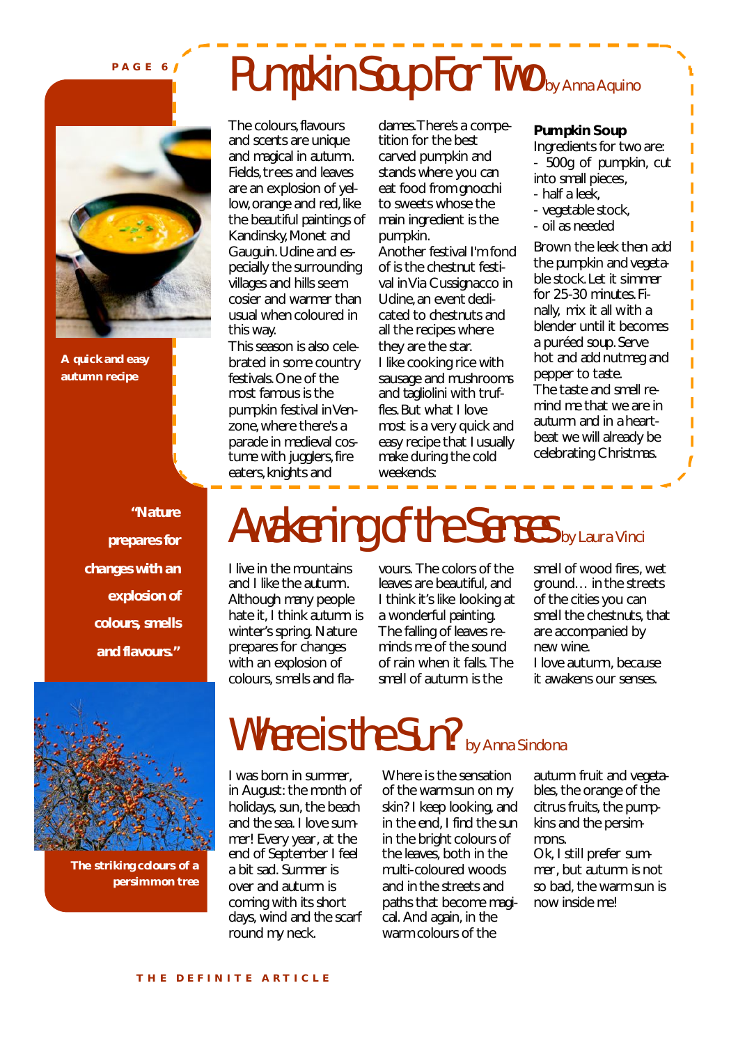# Pumpkin Soup For Two

by Anna Aquino

A quick and easy autumn recipe

The colours, flavours and scents are unique and magical in autumn. Fields, trees and leaves are an explosion of yellow, orange and red, like the beautiful paintings of Kandinsky, Monet and Gauguin. Udine and especially the surrounding villages and hills seem cosier and warmer than usual when coloured in this way.

This season is also celebrated in some country festivals. One of the most famous is the pumpkin festival in Venzone, where there's a parade in medieval costume with jugglers, fire eaters, knights and dames. There's a competition for the best carved pumpkin and stands where you can eat food from gnocchi to sweets whose the main ingredient is the pumpkin.

Another festival I'm fond of is the chestnut festival in Via Cussignacco in Udine, an event dedicated to chestnuts and all the recipes where they are the star.

I like cooking rice with sausage and mushrooms and tagliolini with truffles. But what I love most is a very quick and easy recipe that I usually make during the cold weekends:

**Pumpkin Soup**

Ingredients for two are:

- 500g of pumpkin, cut into small pieces,
- half a leek,
- vegetable stock,
- oil as needed

Brown the leek then add the pumpkin and vegetable stock. Let it simmer for 25-30 minutes. Finally, mix it all with a blender until it becomes a puréed soup. Serve hot and add nutmeg and pepper to taste.

The taste and smell remind me that we are in autumn and in a heartbeat we will already be celebrating Christmas.

# Awakening of the Senses

by Laura Vinci

**"Nature prepares for changes with an explosion of colours, smells and flavours."**

I live in the mountains and I like the autumn. Although many people hate it, I think autumn is winter's spring. Nature prepares for changes with an explosion of colours, smells and flavours. The colors of the leaves are beautiful, and I think it's like looking at a wonderful painting. The falling of leaves reminds me of the sound of rain when it falls. The smell of autumn is the smell of wood fires, wet ground… in the streets of the cities you can smell the chestnuts, that are accompanied by new wine.

I love autumn, because it awakens our senses.

# Where is the Sun?

by Anna Sindona

The striking colours of a persimmon tree

I was born in summer, in August: the month of holidays, sun, the beach and the sea. I love summer! Every year, at the end of September I feel a bit sad. Summer is over and autumn is coming with its short days, wind and the scarf round my neck.

Where is the sensation of the warm sun on my skin? I keep looking, and in the end, I find the sun in the bright colours of the leaves, both in the multi-coloured woods and in the streets and paths that become magical. And again, in the warm colours of the autumn fruit and vegetables, the orange of the citrus fruits, the pumpkins and the persimmons.

Ok, I still prefer summer, but autumn is not so bad, the warm sun is now inside me!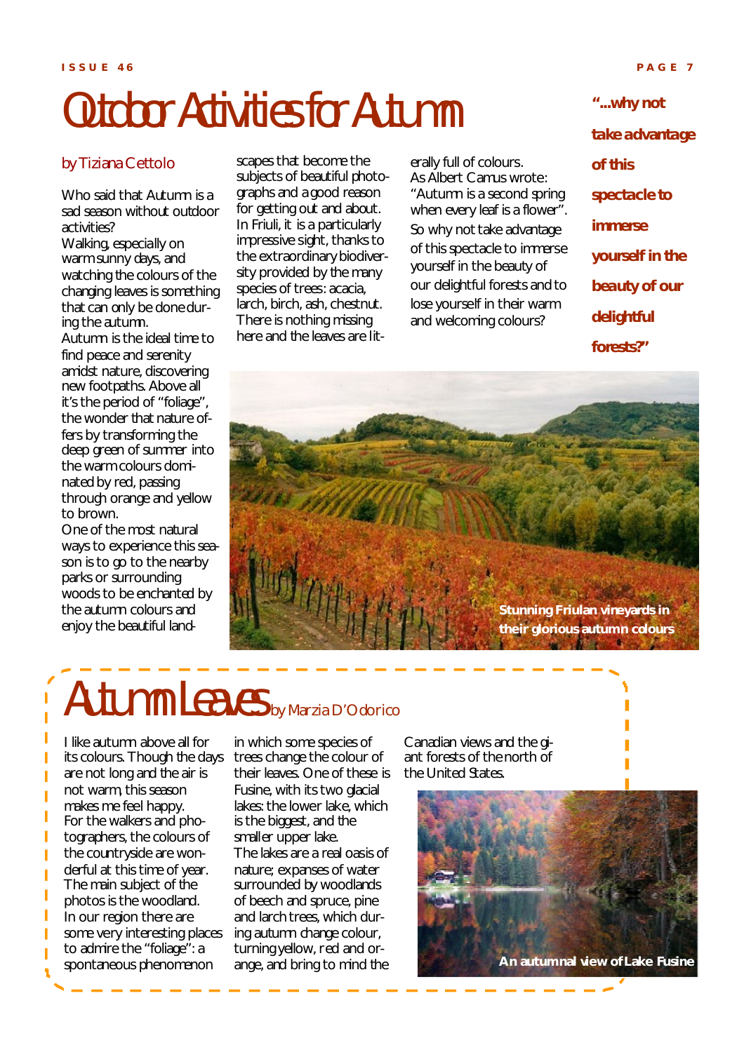# Outdoor Activities for Autumn

by Tiziana Cettolo

Who said that Autumn is a sad season without outdoor activities?

Walking, especially on warm sunny days, and watching the colours of the changing leaves is something that can only be done during the autumn.

Autumn is the ideal time to find peace and serenity amidst nature, discovering new footpaths. Above all it's the period of "foliage", the wonder that nature offers by transforming the deep green of summer into the warm colours dominated by red, passing through orange and yellow to brown.

One of the most natural ways to experience this season is to go to the nearby parks or surrounding woods to be enchanted by the autumn colours and enjoy the beautiful landscapes that become the subjects of beautiful photographs and a good reason for getting out and about.

In Friuli, it is a particularly impressive sight, thanks to the extraordinary biodiversity provided by the many species of trees: acacia, larch, birch, ash, chestnut. There is nothing missing here and the leaves are literally full of colours.

As Albert Camus wrote: "Autumn is a second spring when every leaf is a flower".

So why not take advantage of this spectacle to immerse yourself in the beauty of our delightful forests and to lose yourself in their warm and welcoming colours?

**"...why not take advantage of this spectacle to immerse yourself in the beauty of our delightful forests?"**

**Stunning Friulan vineyards in their glorious autumn colours**

# Autumn Leaves

by Marzia D'Odorico

I like autumn above all for its colours. Though the days are not long and the air is not warm, this season makes me feel happy.

For the walkers and photographers, the colours of the countryside are wonderful at this time of year. The main subject of the photos is the woodland.

In our region there are some very interesting places to admire the "foliage": a spontaneous phenomenon in which some species of trees change the colour of their leaves. One of these is Fusine, with its two glacial lakes: the lower lake, which is the biggest, and the smaller upper lake.

The lakes are a real oasis of nature; expanses of water surrounded by woodlands of beech and spruce, pine and larch trees, which during autumn change colour, turning yellow, red and orange, and bring to mind the Canadian views and the giant forests of the north of the United States.

**An autumnal view of Lake Fusine**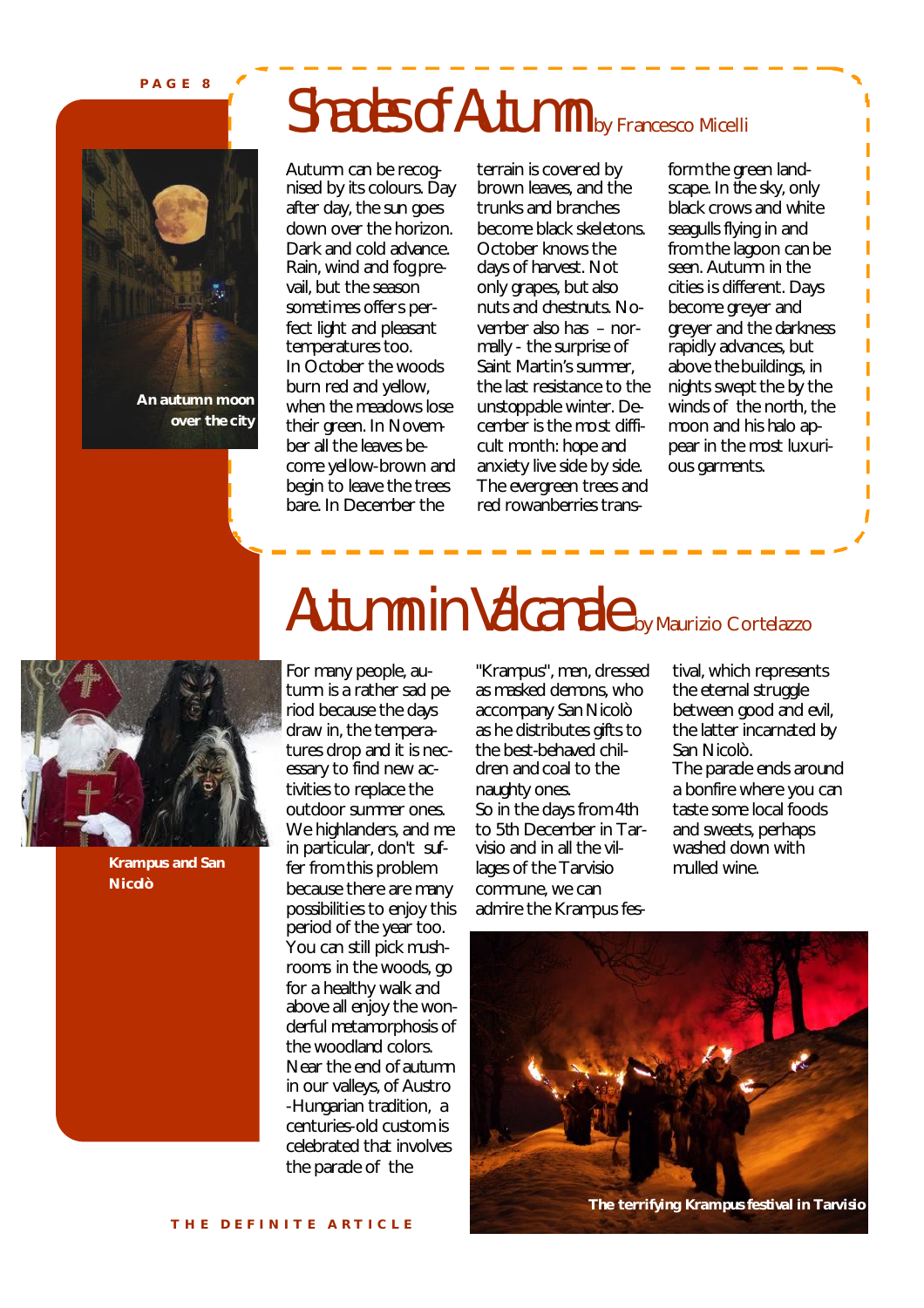# Shades of Autumn

by Francesco Micelli

An autumn moon over the city

Autumn can be recognised by its colours. Day after day, the sun goes down over the horizon. Dark and cold advance. Rain, wind and fog prevail, but the season sometimes offers perfect light and pleasant temperatures too. In October the woods burn red and yellow, when the meadows lose their green. In November all the leaves become yellow-brown and begin to leave the trees bare. In December the terrain is covered by brown leaves, and the trunks and branches become black skeletons. October knows the days of harvest. Not only grapes, but also nuts and chestnuts. November also has – normally - the surprise of Saint Martin's summer, the last resistance to the unstoppable winter. December is the most difficult month: hope and anxiety live side by side. The evergreen trees and red rowanberries transform the green landscape. In the sky, only black crows and white seagulls flying in and from the lagoon can be seen. Autumn in the cities is different. Days become greyer and greyer and the darkness rapidly advances, but above the buildings, in nights swept the by the winds of the north, the moon and his halo appear in the most luxurious garments.

# Autumn in Valcanale

by Maurizio Cortelazzo

Krampus and San Nicolò

For many people, autumn is a rather sad period because the days draw in, the temperatures drop and it is necessary to find new activities to replace the outdoor summer ones. We highlanders, and me in particular, don't suffer from this problem because there are many possibilities to enjoy this period of the year too. You can still pick mushrooms in the woods, go for a healthy walk and above all enjoy the wonderful metamorphosis of the woodland colors. Near the end of autumn in our valleys, of Austro-Hungarian tradition, a centuries-old custom is celebrated that involves the parade of the "Krampus", men, dressed as masked demons, who accompany San Nicolò as he distributes gifts to the best-behaved children and coal to the naughty ones. So in the days from 4th to 5th December in Tarvisio and in all the villages of the Tarvisio commune, we can admire the Krampus festival, which represents the eternal struggle between good and evil, the latter incarnated by San Nicolò. The parade ends around a bonfire where you can taste some local foods and sweets, perhaps washed down with mulled wine.

The terrifying Krampus festival in Tarvisio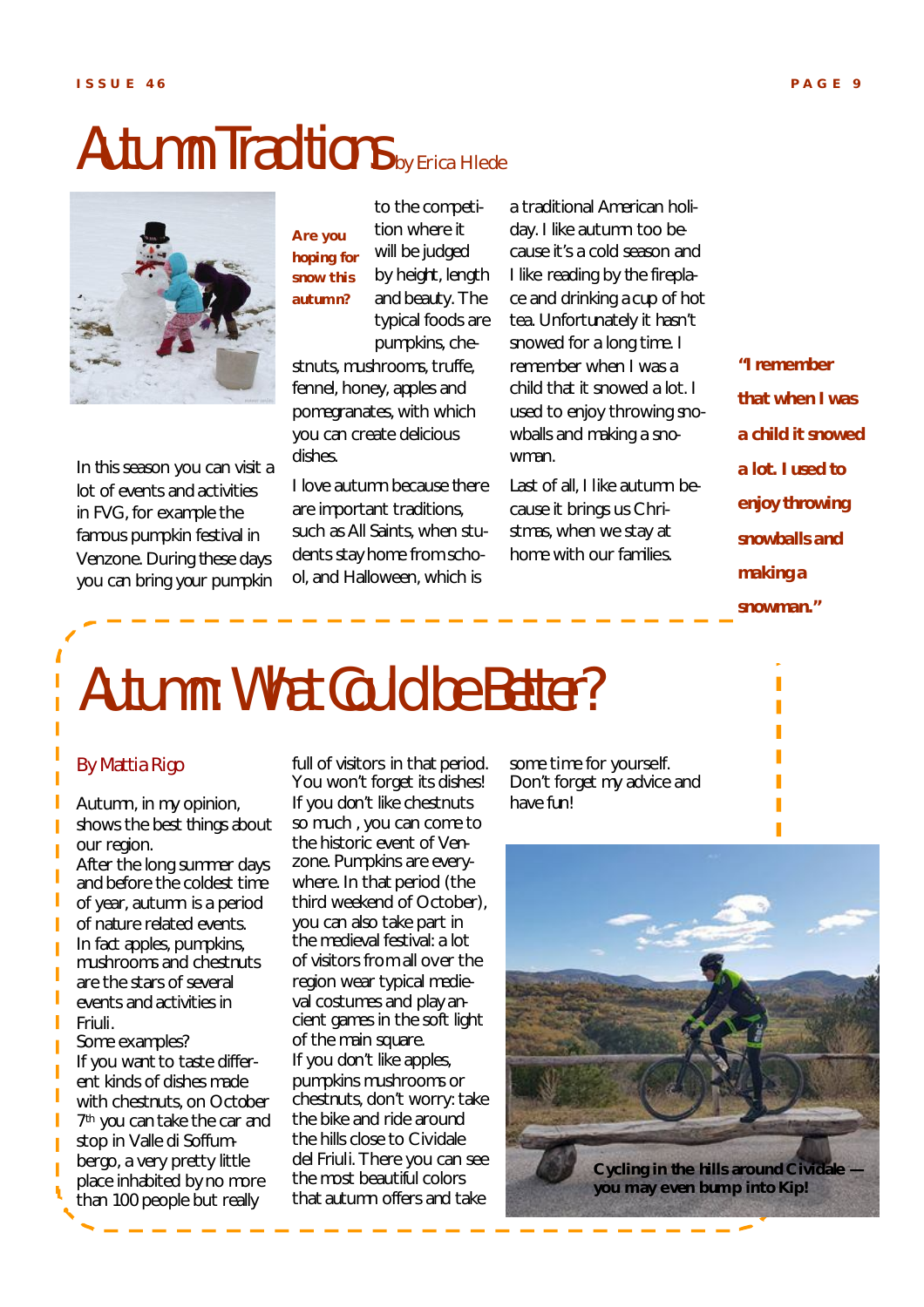# Autumn Traditions

by Erica Hlede

**Are you hoping for snow this autumn?**

In this season you can visit a lot of events and activities in FVG, for example the famous pumpkin festival in Venzone. During these days you can bring your pumpkin to the competition where it will be judged by height, length and beauty. The typical foods are pumpkins, chestnuts, mushrooms, truffe, fennel, honey, apples and pomegranates, with which you can create delicious dishes.

I love autumn because there are important traditions, such as All Saints, when students stay home from school, and Halloween, which is a traditional American holiday. I like autumn too because it's a cold season and I like reading by the fireplace and drinking a cup of hot tea. Unfortunately it hasn't snowed for a long time. I remember when I was a child that it snowed a lot. I used to enjoy throwing snowballs and making a snowman.

Last of all, I like autumn because it brings us Christmas, when we stay at home with our families.

**"I remember that when I was a child it snowed a lot. I used to enjoy throwing snowballs and making a snowman."**

# Autumn: What Could be Better?

By Mattia Rigo

Autumn, in my opinion, shows the best things about our region.

After the long summer days and before the coldest time of year, autumn is a period of nature related events. In fact apples, pumpkins, mushrooms and chestnuts are the stars of several events and activities in Friuli.

Some examples?

If you want to taste different kinds of dishes made with chestnuts, on October 7th you can take the car and stop in Valle di Soffumbergo, a very pretty little place inhabited by no more than 100 people but really full of visitors in that period. You won't forget its dishes! If you don't like chestnuts so much , you can come to the historic event of Venzone. Pumpkins are everywhere. In that period (the third weekend of October), you can also take part in the medieval festival: a lot of visitors from all over the region wear typical medieval costumes and play ancient games in the soft light of the main square.

If you don't like apples, pumpkins mushrooms or chestnuts, don't worry: take the bike and ride around the hills close to Cividale del Friuli. There you can see the most beautiful colors that autumn offers and take some time for yourself. Don't forget my advice and have fun!

**Cycling in the hills around Cividale — you may even bump into Kip!**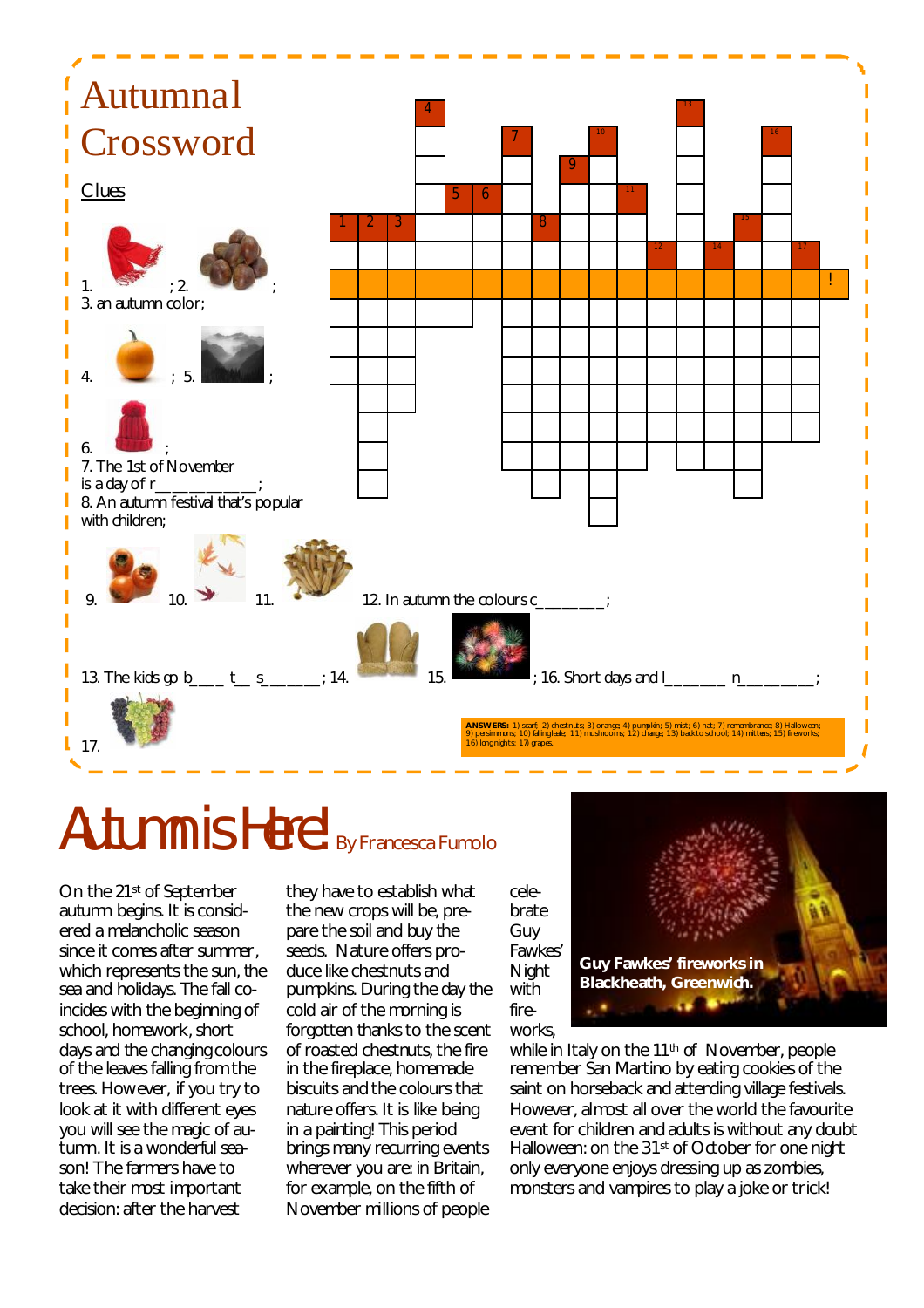# Autumnal Crossword

## Clues

1. ; 2. ;
3. an autumn color;
4. ; 5. ;
6. ;
7. The 1st of November is a day of r__________;
8. An autumn festival that's popular with children;
9. 10. 11. 12. In autumn the colours c_______;
13. The kids go b___ t__ s______; 14. 15. ; 16. Short days and l______ n_______;
17.

**ANSWERS:** 1) scarf; 2) chestnuts; 3) orange; 4) pumpkin; 5) mist; 6) hat; 7) remembrance; 8) Halloween; 9) persimmons; 10) falling leaf; 11) mushrooms; 12) change; 13) back to school; 14) mittens; 15) fireworks; 16) long nights; 17) grapes.

# Autumn is Here!

By Francesca Fumolo

On the 21st of September autumn begins. It is considered a melancholic season since it comes after summer, which represents the sun, the sea and holidays. The fall coincides with the beginning of school, homework, short days and the changing colours of the leaves falling from the trees. However, if you try to look at it with different eyes you will see the magic of autumn. It is a wonderful season! The farmers have to take their most important decision: after the harvest they have to establish what the new crops will be, prepare the soil and buy the seeds. Nature offers produce like chestnuts and pumpkins. During the day the cold air of the morning is forgotten thanks to the scent of roasted chestnuts, the fire in the fireplace, homemade biscuits and the colours that nature offers. It is like being in a painting! This period brings many recurring events wherever you are: in Britain, for example, on the fifth of November millions of people celebrate Guy Fawkes' Night with fireworks, while in Italy on the 11th of November, people remember San Martino by eating cookies of the saint on horseback and attending village festivals. However, almost all over the world the favourite event for children and adults is without any doubt Halloween: on the 31st of October for one night only everyone enjoys dressing up as zombies, monsters and vampires to play a joke or trick!

Guy Fawkes' fireworks in Blackheath, Greenwich.